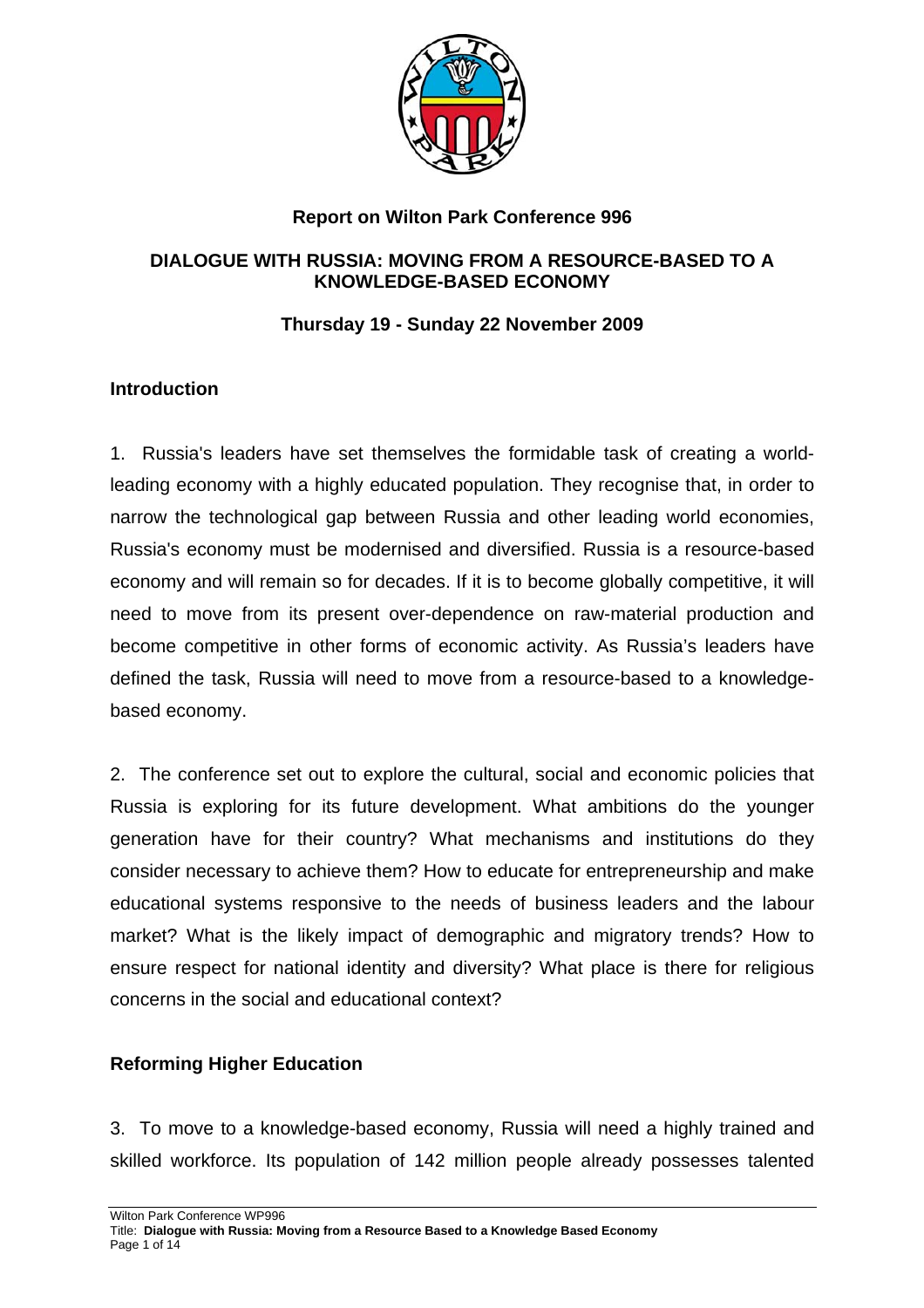## Report on Wilton Park Conference 996

## DIALOGUE WITH RUSSIA: MOVING FROM A RESOURCE-BASED TO A KNOWLEDGE-BASED ECONOMY

**Thursday 19 - Sunday 22 November 2009**

### Introduction

1. Russia's leaders have set themselves the formidable task of creating a world-leading economy with a highly educated population. They recognise that, in order to narrow the technological gap between Russia and other leading world economies, Russia's economy must be modernised and diversified. Russia is a resource-based economy and will remain so for decades. If it is to become globally competitive, it will need to move from its present over-dependence on raw-material production and become competitive in other forms of economic activity. As Russia's leaders have defined the task, Russia will need to move from a resource-based to a knowledge-based economy.

2. The conference set out to explore the cultural, social and economic policies that Russia is exploring for its future development. What ambitions do the younger generation have for their country? What mechanisms and institutions do they consider necessary to achieve them? How to educate for entrepreneurship and make educational systems responsive to the needs of business leaders and the labour market? What is the likely impact of demographic and migratory trends? How to ensure respect for national identity and diversity? What place is there for religious concerns in the social and educational context?

### Reforming Higher Education

3. To move to a knowledge-based economy, Russia will need a highly trained and skilled workforce. Its population of 142 million people already possesses talented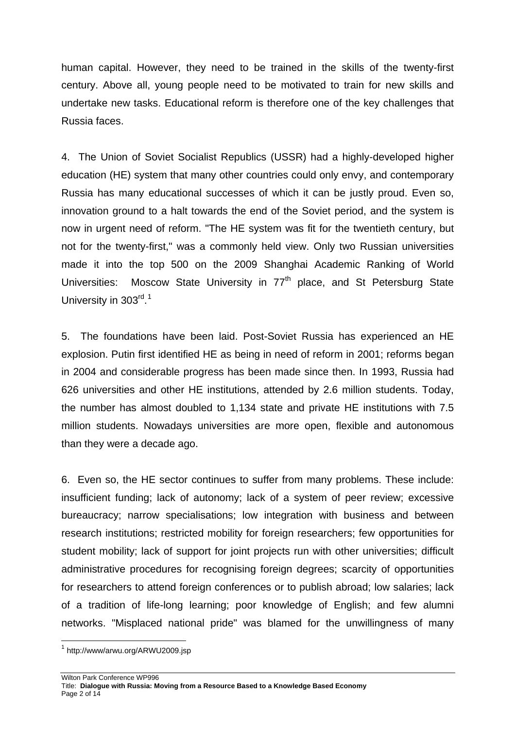human capital. However, they need to be trained in the skills of the twenty-first century. Above all, young people need to be motivated to train for new skills and undertake new tasks. Educational reform is therefore one of the key challenges that Russia faces.

4. The Union of Soviet Socialist Republics (USSR) had a highly-developed higher education (HE) system that many other countries could only envy, and contemporary Russia has many educational successes of which it can be justly proud. Even so, innovation ground to a halt towards the end of the Soviet period, and the system is now in urgent need of reform. "The HE system was fit for the twentieth century, but not for the twenty-first," was a commonly held view. Only two Russian universities made it into the top 500 on the 2009 Shanghai Academic Ranking of World Universities: Moscow State University in 77th place, and St Petersburg State University in 303rd.[1]

5. The foundations have been laid. Post-Soviet Russia has experienced an HE explosion. Putin first identified HE as being in need of reform in 2001; reforms began in 2004 and considerable progress has been made since then. In 1993, Russia had 626 universities and other HE institutions, attended by 2.6 million students. Today, the number has almost doubled to 1,134 state and private HE institutions with 7.5 million students. Nowadays universities are more open, flexible and autonomous than they were a decade ago.

6. Even so, the HE sector continues to suffer from many problems. These include: insufficient funding; lack of autonomy; lack of a system of peer review; excessive bureaucracy; narrow specialisations; low integration with business and between research institutions; restricted mobility for foreign researchers; few opportunities for student mobility; lack of support for joint projects run with other universities; difficult administrative procedures for recognising foreign degrees; scarcity of opportunities for researchers to attend foreign conferences or to publish abroad; low salaries; lack of a tradition of life-long learning; poor knowledge of English; and few alumni networks. "Misplaced national pride" was blamed for the unwillingness of many

[1] http://www/arwu.org/ARWU2009.jsp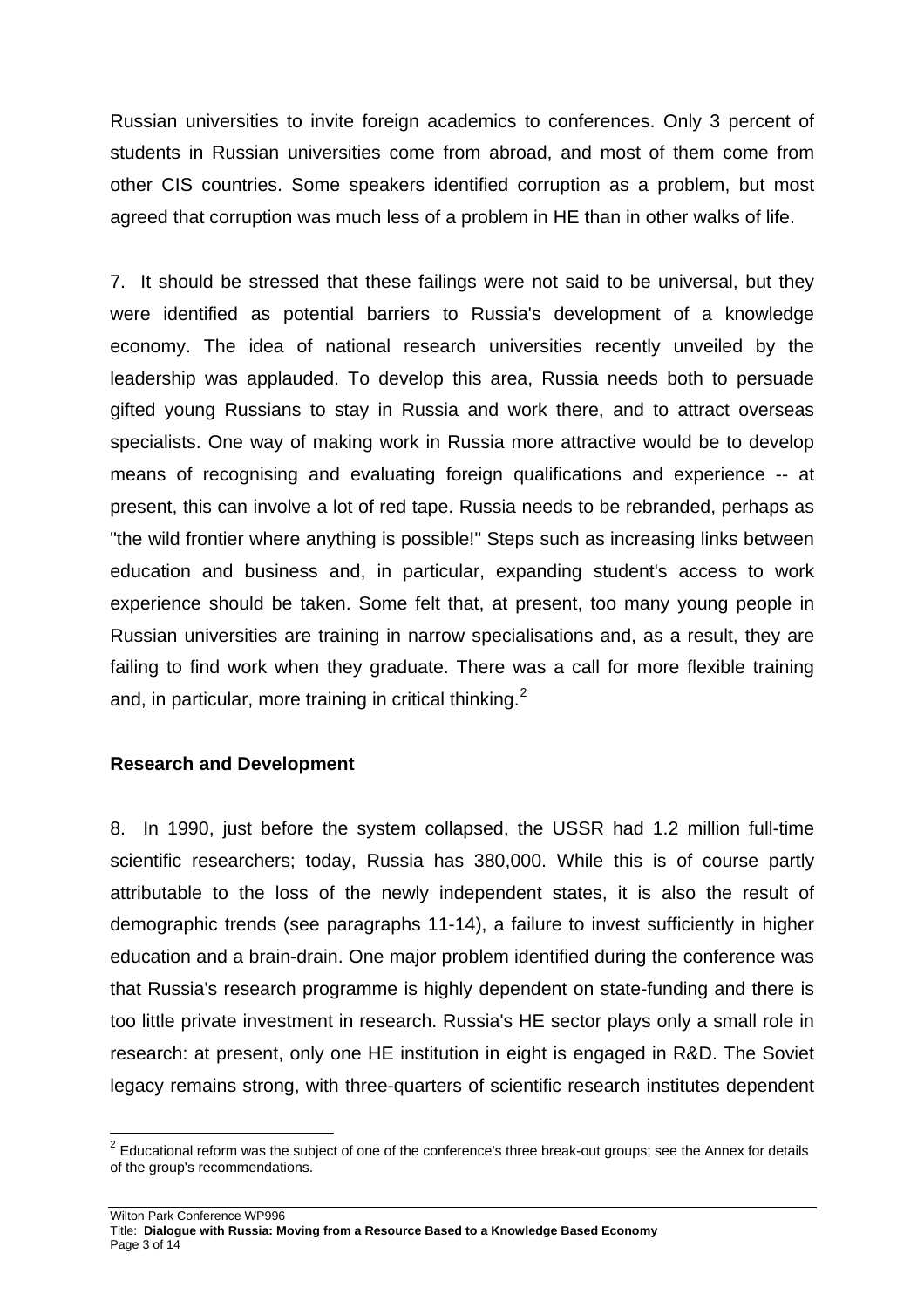Russian universities to invite foreign academics to conferences. Only 3 percent of students in Russian universities come from abroad, and most of them come from other CIS countries. Some speakers identified corruption as a problem, but most agreed that corruption was much less of a problem in HE than in other walks of life.

7. It should be stressed that these failings were not said to be universal, but they were identified as potential barriers to Russia's development of a knowledge economy. The idea of national research universities recently unveiled by the leadership was applauded. To develop this area, Russia needs both to persuade gifted young Russians to stay in Russia and work there, and to attract overseas specialists. One way of making work in Russia more attractive would be to develop means of recognising and evaluating foreign qualifications and experience -- at present, this can involve a lot of red tape. Russia needs to be rebranded, perhaps as "the wild frontier where anything is possible!" Steps such as increasing links between education and business and, in particular, expanding student's access to work experience should be taken. Some felt that, at present, too many young people in Russian universities are training in narrow specialisations and, as a result, they are failing to find work when they graduate. There was a call for more flexible training and, in particular, more training in critical thinking.[2]

**Research and Development**

8. In 1990, just before the system collapsed, the USSR had 1.2 million full-time scientific researchers; today, Russia has 380,000. While this is of course partly attributable to the loss of the newly independent states, it is also the result of demographic trends (see paragraphs 11-14), a failure to invest sufficiently in higher education and a brain-drain. One major problem identified during the conference was that Russia's research programme is highly dependent on state-funding and there is too little private investment in research. Russia's HE sector plays only a small role in research: at present, only one HE institution in eight is engaged in R&D. The Soviet legacy remains strong, with three-quarters of scientific research institutes dependent

[2] Educational reform was the subject of one of the conference's three break-out groups; see the Annex for details of the group's recommendations.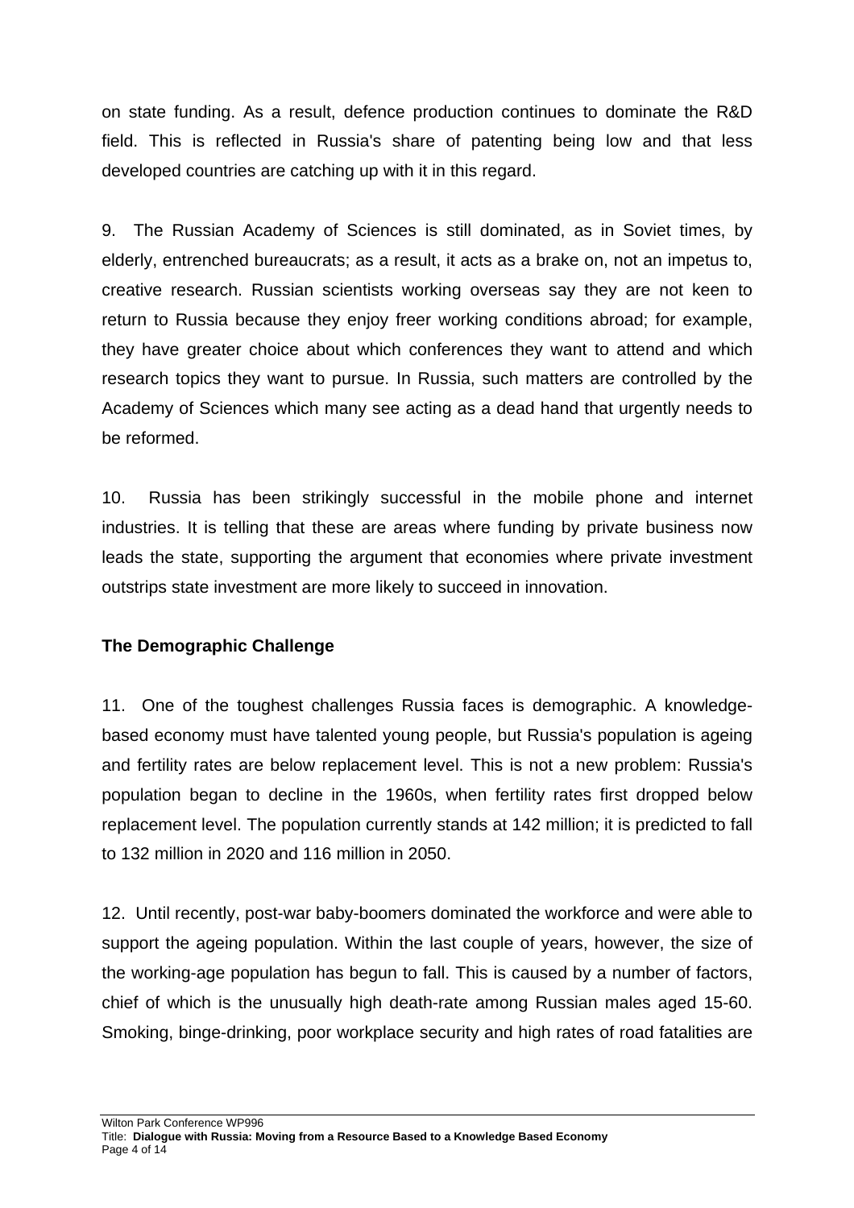on state funding. As a result, defence production continues to dominate the R&D field. This is reflected in Russia's share of patenting being low and that less developed countries are catching up with it in this regard.

9. The Russian Academy of Sciences is still dominated, as in Soviet times, by elderly, entrenched bureaucrats; as a result, it acts as a brake on, not an impetus to, creative research. Russian scientists working overseas say they are not keen to return to Russia because they enjoy freer working conditions abroad; for example, they have greater choice about which conferences they want to attend and which research topics they want to pursue. In Russia, such matters are controlled by the Academy of Sciences which many see acting as a dead hand that urgently needs to be reformed.

10. Russia has been strikingly successful in the mobile phone and internet industries. It is telling that these are areas where funding by private business now leads the state, supporting the argument that economies where private investment outstrips state investment are more likely to succeed in innovation.

**The Demographic Challenge**

11. One of the toughest challenges Russia faces is demographic. A knowledge-based economy must have talented young people, but Russia's population is ageing and fertility rates are below replacement level. This is not a new problem: Russia's population began to decline in the 1960s, when fertility rates first dropped below replacement level. The population currently stands at 142 million; it is predicted to fall to 132 million in 2020 and 116 million in 2050.

12. Until recently, post-war baby-boomers dominated the workforce and were able to support the ageing population. Within the last couple of years, however, the size of the working-age population has begun to fall. This is caused by a number of factors, chief of which is the unusually high death-rate among Russian males aged 15-60. Smoking, binge-drinking, poor workplace security and high rates of road fatalities are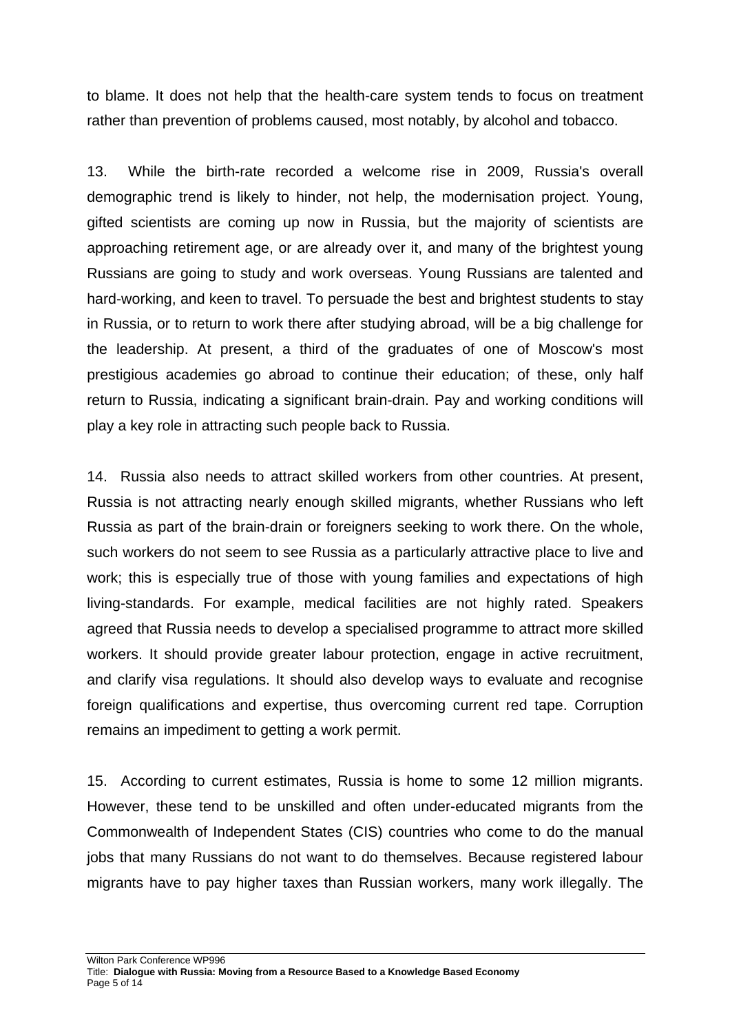to blame. It does not help that the health-care system tends to focus on treatment rather than prevention of problems caused, most notably, by alcohol and tobacco.

13. While the birth-rate recorded a welcome rise in 2009, Russia's overall demographic trend is likely to hinder, not help, the modernisation project. Young, gifted scientists are coming up now in Russia, but the majority of scientists are approaching retirement age, or are already over it, and many of the brightest young Russians are going to study and work overseas. Young Russians are talented and hard-working, and keen to travel. To persuade the best and brightest students to stay in Russia, or to return to work there after studying abroad, will be a big challenge for the leadership. At present, a third of the graduates of one of Moscow's most prestigious academies go abroad to continue their education; of these, only half return to Russia, indicating a significant brain-drain. Pay and working conditions will play a key role in attracting such people back to Russia.

14. Russia also needs to attract skilled workers from other countries. At present, Russia is not attracting nearly enough skilled migrants, whether Russians who left Russia as part of the brain-drain or foreigners seeking to work there. On the whole, such workers do not seem to see Russia as a particularly attractive place to live and work; this is especially true of those with young families and expectations of high living-standards. For example, medical facilities are not highly rated. Speakers agreed that Russia needs to develop a specialised programme to attract more skilled workers. It should provide greater labour protection, engage in active recruitment, and clarify visa regulations. It should also develop ways to evaluate and recognise foreign qualifications and expertise, thus overcoming current red tape. Corruption remains an impediment to getting a work permit.

15. According to current estimates, Russia is home to some 12 million migrants. However, these tend to be unskilled and often under-educated migrants from the Commonwealth of Independent States (CIS) countries who come to do the manual jobs that many Russians do not want to do themselves. Because registered labour migrants have to pay higher taxes than Russian workers, many work illegally. The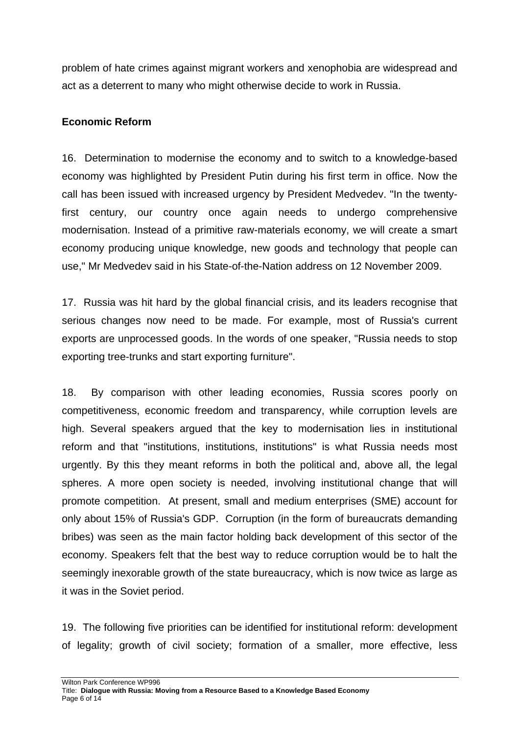problem of hate crimes against migrant workers and xenophobia are widespread and act as a deterrent to many who might otherwise decide to work in Russia.

**Economic Reform**

16. Determination to modernise the economy and to switch to a knowledge-based economy was highlighted by President Putin during his first term in office. Now the call has been issued with increased urgency by President Medvedev. "In the twenty-first century, our country once again needs to undergo comprehensive modernisation. Instead of a primitive raw-materials economy, we will create a smart economy producing unique knowledge, new goods and technology that people can use," Mr Medvedev said in his State-of-the-Nation address on 12 November 2009.

17. Russia was hit hard by the global financial crisis, and its leaders recognise that serious changes now need to be made. For example, most of Russia's current exports are unprocessed goods. In the words of one speaker, "Russia needs to stop exporting tree-trunks and start exporting furniture".

18. By comparison with other leading economies, Russia scores poorly on competitiveness, economic freedom and transparency, while corruption levels are high. Several speakers argued that the key to modernisation lies in institutional reform and that "institutions, institutions, institutions" is what Russia needs most urgently. By this they meant reforms in both the political and, above all, the legal spheres. A more open society is needed, involving institutional change that will promote competition. At present, small and medium enterprises (SME) account for only about 15% of Russia's GDP. Corruption (in the form of bureaucrats demanding bribes) was seen as the main factor holding back development of this sector of the economy. Speakers felt that the best way to reduce corruption would be to halt the seemingly inexorable growth of the state bureaucracy, which is now twice as large as it was in the Soviet period.

19. The following five priorities can be identified for institutional reform: development of legality; growth of civil society; formation of a smaller, more effective, less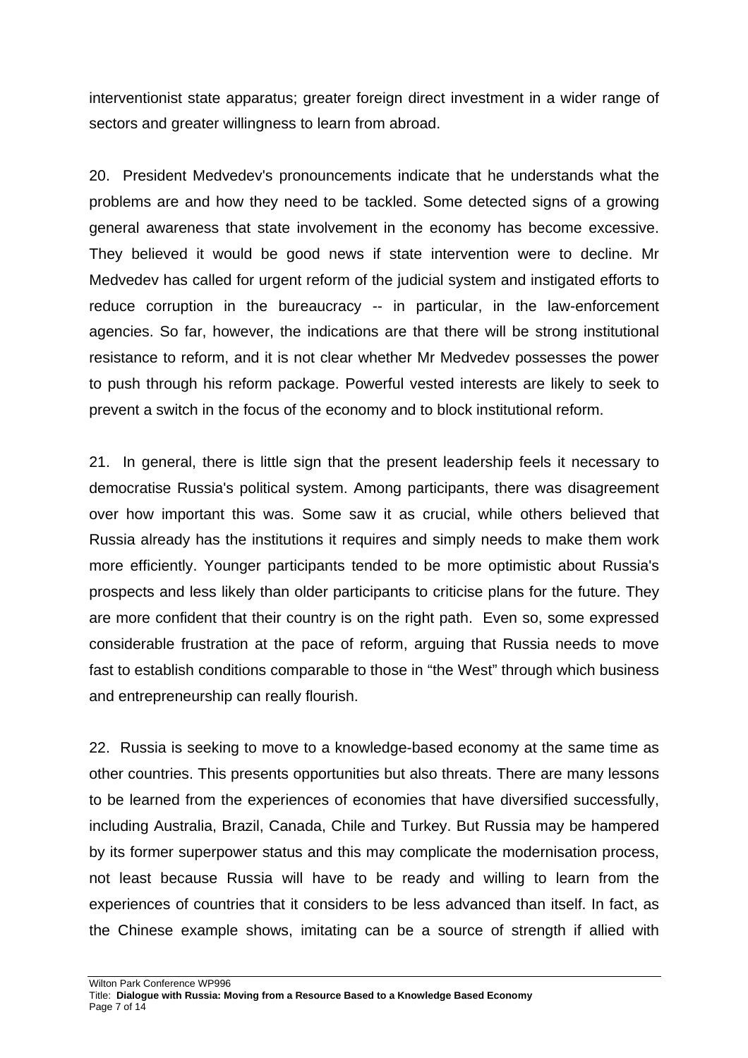interventionist state apparatus; greater foreign direct investment in a wider range of sectors and greater willingness to learn from abroad.

20. President Medvedev's pronouncements indicate that he understands what the problems are and how they need to be tackled. Some detected signs of a growing general awareness that state involvement in the economy has become excessive. They believed it would be good news if state intervention were to decline. Mr Medvedev has called for urgent reform of the judicial system and instigated efforts to reduce corruption in the bureaucracy -- in particular, in the law-enforcement agencies. So far, however, the indications are that there will be strong institutional resistance to reform, and it is not clear whether Mr Medvedev possesses the power to push through his reform package. Powerful vested interests are likely to seek to prevent a switch in the focus of the economy and to block institutional reform.

21. In general, there is little sign that the present leadership feels it necessary to democratise Russia's political system. Among participants, there was disagreement over how important this was. Some saw it as crucial, while others believed that Russia already has the institutions it requires and simply needs to make them work more efficiently. Younger participants tended to be more optimistic about Russia's prospects and less likely than older participants to criticise plans for the future. They are more confident that their country is on the right path. Even so, some expressed considerable frustration at the pace of reform, arguing that Russia needs to move fast to establish conditions comparable to those in "the West" through which business and entrepreneurship can really flourish.

22. Russia is seeking to move to a knowledge-based economy at the same time as other countries. This presents opportunities but also threats. There are many lessons to be learned from the experiences of economies that have diversified successfully, including Australia, Brazil, Canada, Chile and Turkey. But Russia may be hampered by its former superpower status and this may complicate the modernisation process, not least because Russia will have to be ready and willing to learn from the experiences of countries that it considers to be less advanced than itself. In fact, as the Chinese example shows, imitating can be a source of strength if allied with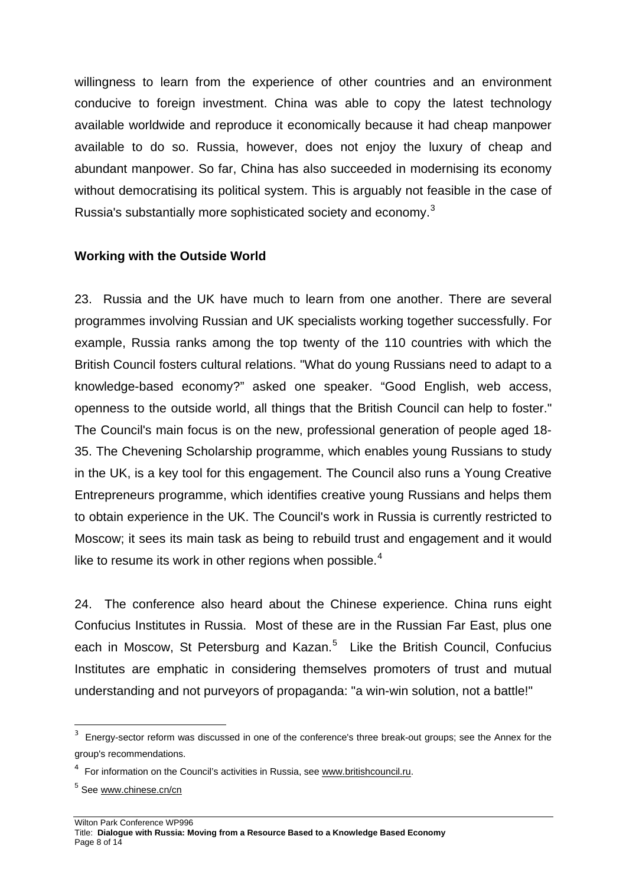willingness to learn from the experience of other countries and an environment conducive to foreign investment. China was able to copy the latest technology available worldwide and reproduce it economically because it had cheap manpower available to do so. Russia, however, does not enjoy the luxury of cheap and abundant manpower. So far, China has also succeeded in modernising its economy without democratising its political system. This is arguably not feasible in the case of Russia's substantially more sophisticated society and economy.[3]

**Working with the Outside World**

23. Russia and the UK have much to learn from one another. There are several programmes involving Russian and UK specialists working together successfully. For example, Russia ranks among the top twenty of the 110 countries with which the British Council fosters cultural relations. "What do young Russians need to adapt to a knowledge-based economy?" asked one speaker. "Good English, web access, openness to the outside world, all things that the British Council can help to foster." The Council's main focus is on the new, professional generation of people aged 18-35. The Chevening Scholarship programme, which enables young Russians to study in the UK, is a key tool for this engagement. The Council also runs a Young Creative Entrepreneurs programme, which identifies creative young Russians and helps them to obtain experience in the UK. The Council's work in Russia is currently restricted to Moscow; it sees its main task as being to rebuild trust and engagement and it would like to resume its work in other regions when possible.[4]

24. The conference also heard about the Chinese experience. China runs eight Confucius Institutes in Russia. Most of these are in the Russian Far East, plus one each in Moscow, St Petersburg and Kazan.[5] Like the British Council, Confucius Institutes are emphatic in considering themselves promoters of trust and mutual understanding and not purveyors of propaganda: "a win-win solution, not a battle!"

---

[3] Energy-sector reform was discussed in one of the conference's three break-out groups; see the Annex for the group's recommendations.

[4] For information on the Council's activities in Russia, see www.britishcouncil.ru.

[5] See www.chinese.cn/cn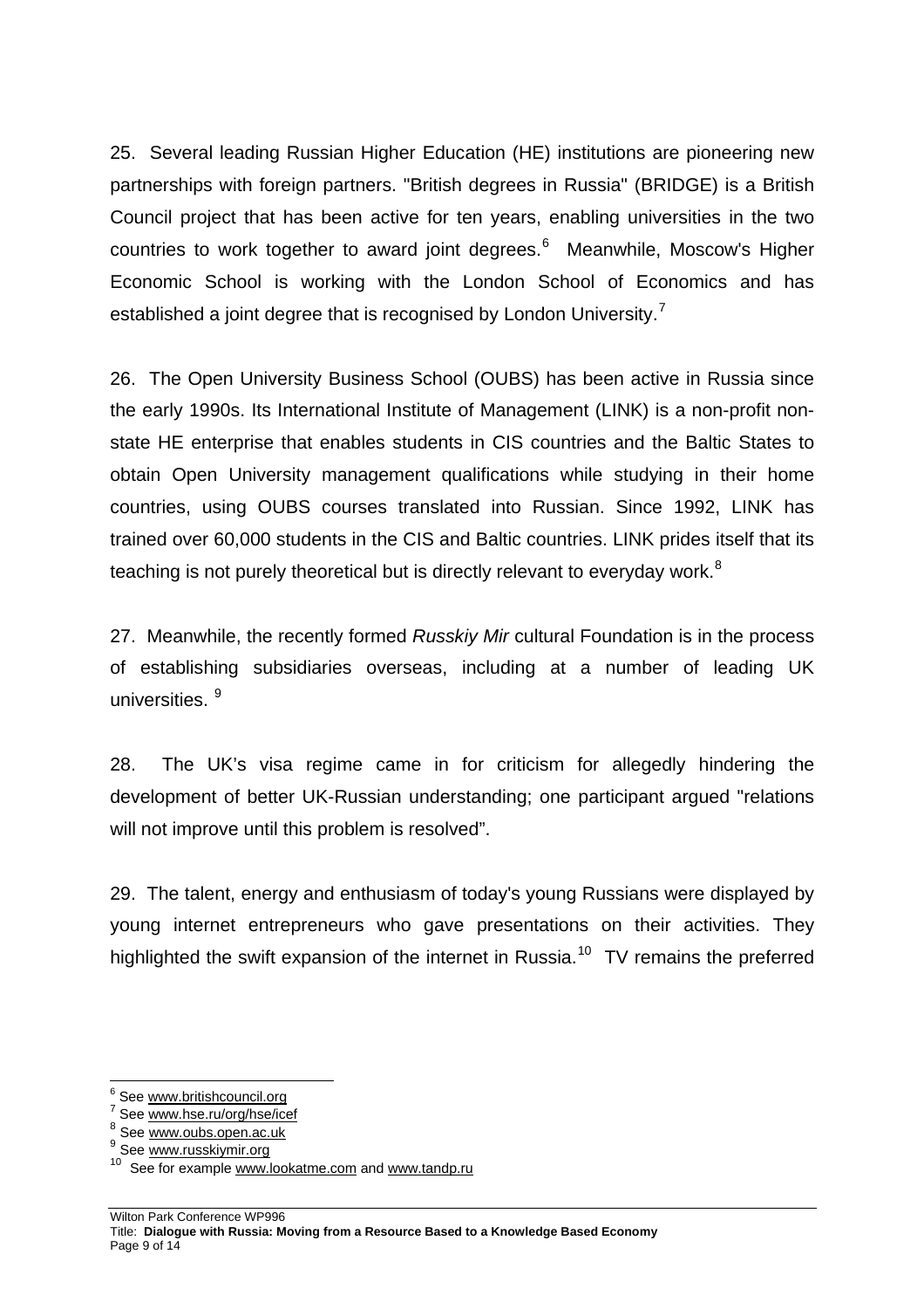25. Several leading Russian Higher Education (HE) institutions are pioneering new partnerships with foreign partners. "British degrees in Russia" (BRIDGE) is a British Council project that has been active for ten years, enabling universities in the two countries to work together to award joint degrees.[6] Meanwhile, Moscow's Higher Economic School is working with the London School of Economics and has established a joint degree that is recognised by London University.[7]

26. The Open University Business School (OUBS) has been active in Russia since the early 1990s. Its International Institute of Management (LINK) is a non-profit non-state HE enterprise that enables students in CIS countries and the Baltic States to obtain Open University management qualifications while studying in their home countries, using OUBS courses translated into Russian. Since 1992, LINK has trained over 60,000 students in the CIS and Baltic countries. LINK prides itself that its teaching is not purely theoretical but is directly relevant to everyday work.[8]

27. Meanwhile, the recently formed *Russkiy Mir* cultural Foundation is in the process of establishing subsidiaries overseas, including at a number of leading UK universities.[9]

28. The UK's visa regime came in for criticism for allegedly hindering the development of better UK-Russian understanding; one participant argued "relations will not improve until this problem is resolved".

29. The talent, energy and enthusiasm of today's young Russians were displayed by young internet entrepreneurs who gave presentations on their activities. They highlighted the swift expansion of the internet in Russia.[10] TV remains the preferred

---

[6] See www.britishcouncil.org
[7] See www.hse.ru/org/hse/icef
[8] See www.oubs.open.ac.uk
[9] See www.russkiymir.org
[10] See for example www.lookatme.com and www.tandp.ru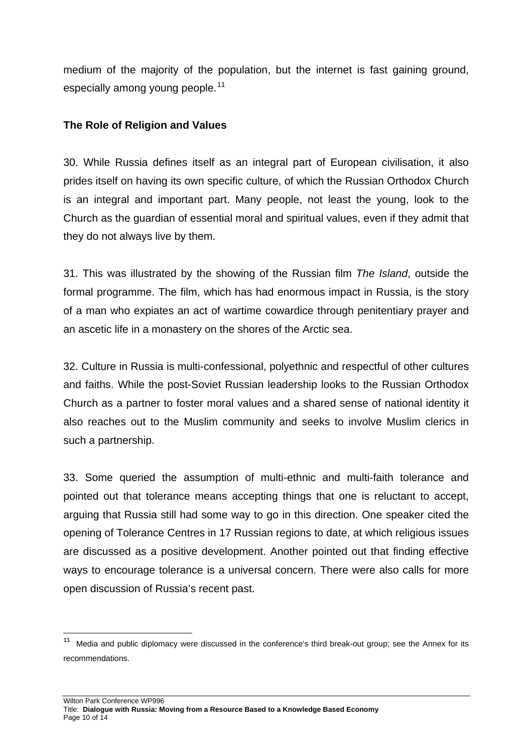medium of the majority of the population, but the internet is fast gaining ground, especially among young people.[11]

## The Role of Religion and Values

30. While Russia defines itself as an integral part of European civilisation, it also prides itself on having its own specific culture, of which the Russian Orthodox Church is an integral and important part. Many people, not least the young, look to the Church as the guardian of essential moral and spiritual values, even if they admit that they do not always live by them.

31. This was illustrated by the showing of the Russian film *The Island*, outside the formal programme. The film, which has had enormous impact in Russia, is the story of a man who expiates an act of wartime cowardice through penitentiary prayer and an ascetic life in a monastery on the shores of the Arctic sea.

32. Culture in Russia is multi-confessional, polyethnic and respectful of other cultures and faiths. While the post-Soviet Russian leadership looks to the Russian Orthodox Church as a partner to foster moral values and a shared sense of national identity it also reaches out to the Muslim community and seeks to involve Muslim clerics in such a partnership.

33. Some queried the assumption of multi-ethnic and multi-faith tolerance and pointed out that tolerance means accepting things that one is reluctant to accept, arguing that Russia still had some way to go in this direction. One speaker cited the opening of Tolerance Centres in 17 Russian regions to date, at which religious issues are discussed as a positive development. Another pointed out that finding effective ways to encourage tolerance is a universal concern. There were also calls for more open discussion of Russia's recent past.

---

[11] Media and public diplomacy were discussed in the conference's third break-out group; see the Annex for its recommendations.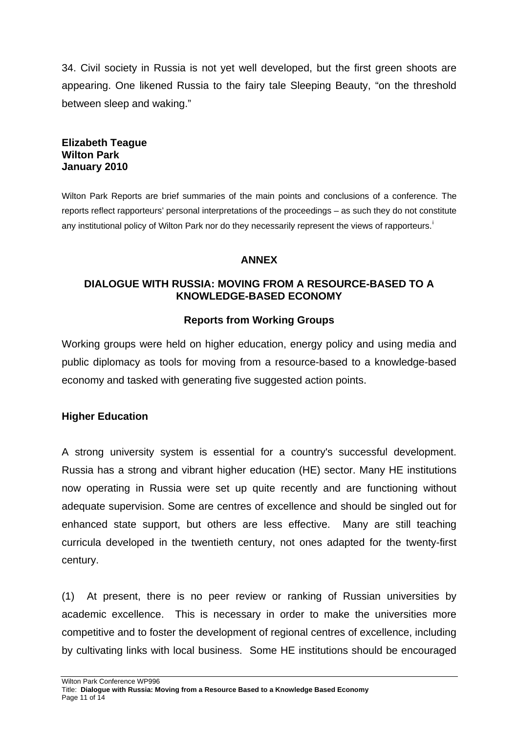34. Civil society in Russia is not yet well developed, but the first green shoots are appearing. One likened Russia to the fairy tale Sleeping Beauty, "on the threshold between sleep and waking."

**Elizabeth Teague**
**Wilton Park**
**January 2010**

Wilton Park Reports are brief summaries of the main points and conclusions of a conference. The reports reflect rapporteurs' personal interpretations of the proceedings – as such they do not constitute any institutional policy of Wilton Park nor do they necessarily represent the views of rapporteurs.[i]

## ANNEX

## DIALOGUE WITH RUSSIA: MOVING FROM A RESOURCE-BASED TO A KNOWLEDGE-BASED ECONOMY

### Reports from Working Groups

Working groups were held on higher education, energy policy and using media and public diplomacy as tools for moving from a resource-based to a knowledge-based economy and tasked with generating five suggested action points.

### Higher Education

A strong university system is essential for a country's successful development. Russia has a strong and vibrant higher education (HE) sector. Many HE institutions now operating in Russia were set up quite recently and are functioning without adequate supervision. Some are centres of excellence and should be singled out for enhanced state support, but others are less effective. Many are still teaching curricula developed in the twentieth century, not ones adapted for the twenty-first century.

(1) At present, there is no peer review or ranking of Russian universities by academic excellence. This is necessary in order to make the universities more competitive and to foster the development of regional centres of excellence, including by cultivating links with local business. Some HE institutions should be encouraged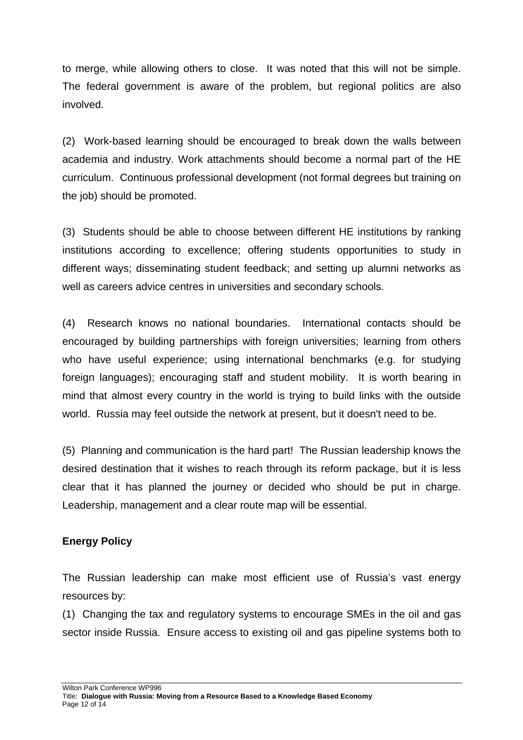to merge, while allowing others to close. It was noted that this will not be simple. The federal government is aware of the problem, but regional politics are also involved.

(2) Work-based learning should be encouraged to break down the walls between academia and industry. Work attachments should become a normal part of the HE curriculum. Continuous professional development (not formal degrees but training on the job) should be promoted.

(3) Students should be able to choose between different HE institutions by ranking institutions according to excellence; offering students opportunities to study in different ways; disseminating student feedback; and setting up alumni networks as well as careers advice centres in universities and secondary schools.

(4) Research knows no national boundaries. International contacts should be encouraged by building partnerships with foreign universities; learning from others who have useful experience; using international benchmarks (e.g. for studying foreign languages); encouraging staff and student mobility. It is worth bearing in mind that almost every country in the world is trying to build links with the outside world. Russia may feel outside the network at present, but it doesn't need to be.

(5) Planning and communication is the hard part! The Russian leadership knows the desired destination that it wishes to reach through its reform package, but it is less clear that it has planned the journey or decided who should be put in charge. Leadership, management and a clear route map will be essential.

**Energy Policy**

The Russian leadership can make most efficient use of Russia's vast energy resources by:

(1) Changing the tax and regulatory systems to encourage SMEs in the oil and gas sector inside Russia. Ensure access to existing oil and gas pipeline systems both to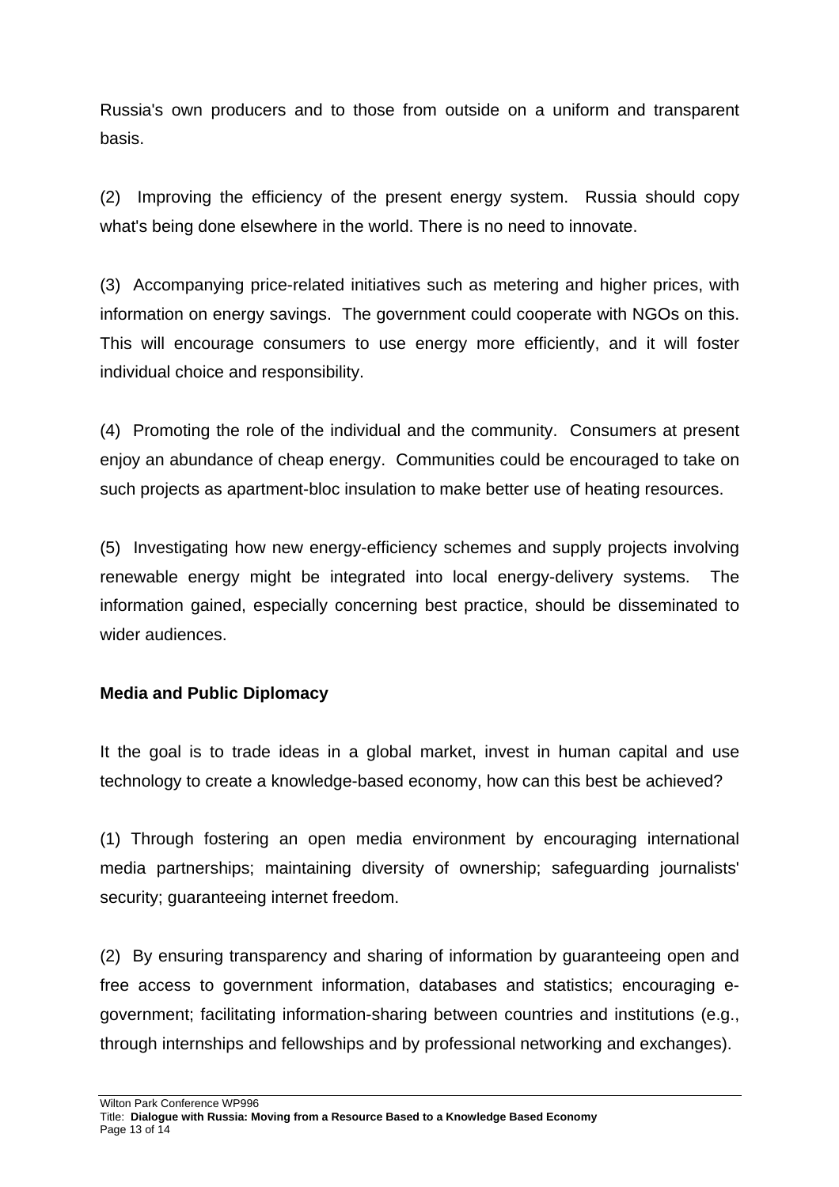Russia's own producers and to those from outside on a uniform and transparent basis.

(2) Improving the efficiency of the present energy system. Russia should copy what's being done elsewhere in the world. There is no need to innovate.

(3) Accompanying price-related initiatives such as metering and higher prices, with information on energy savings. The government could cooperate with NGOs on this. This will encourage consumers to use energy more efficiently, and it will foster individual choice and responsibility.

(4) Promoting the role of the individual and the community. Consumers at present enjoy an abundance of cheap energy. Communities could be encouraged to take on such projects as apartment-bloc insulation to make better use of heating resources.

(5) Investigating how new energy-efficiency schemes and supply projects involving renewable energy might be integrated into local energy-delivery systems. The information gained, especially concerning best practice, should be disseminated to wider audiences.

**Media and Public Diplomacy**

It the goal is to trade ideas in a global market, invest in human capital and use technology to create a knowledge-based economy, how can this best be achieved?

(1) Through fostering an open media environment by encouraging international media partnerships; maintaining diversity of ownership; safeguarding journalists' security; guaranteeing internet freedom.

(2) By ensuring transparency and sharing of information by guaranteeing open and free access to government information, databases and statistics; encouraging e-government; facilitating information-sharing between countries and institutions (e.g., through internships and fellowships and by professional networking and exchanges).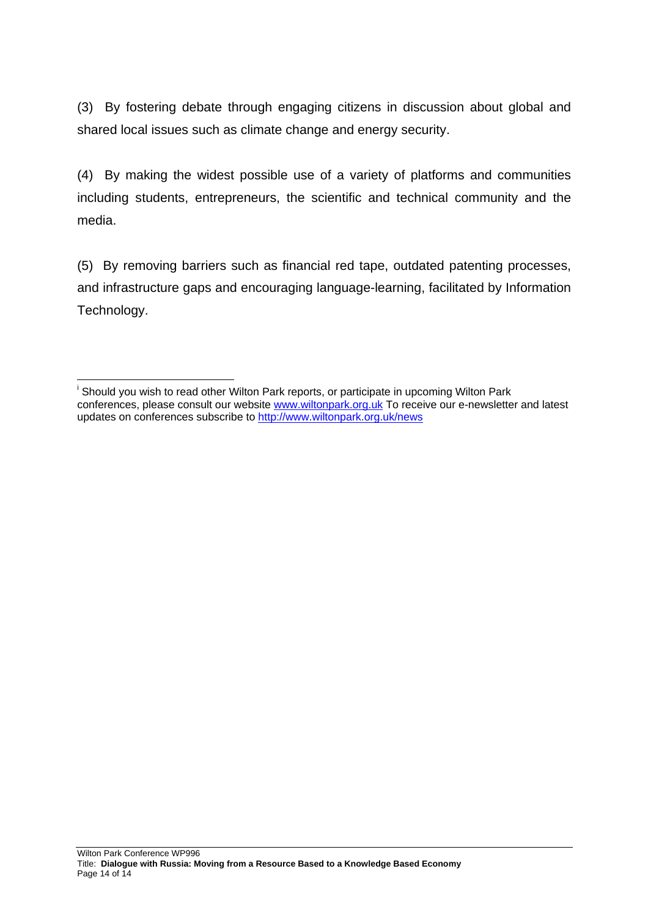(3) By fostering debate through engaging citizens in discussion about global and shared local issues such as climate change and energy security.

(4) By making the widest possible use of a variety of platforms and communities including students, entrepreneurs, the scientific and technical community and the media.

(5) By removing barriers such as financial red tape, outdated patenting processes, and infrastructure gaps and encouraging language-learning, facilitated by Information Technology.

---

[i] Should you wish to read other Wilton Park reports, or participate in upcoming Wilton Park conferences, please consult our website www.wiltonpark.org.uk To receive our e-newsletter and latest updates on conferences subscribe to http://www.wiltonpark.org.uk/news